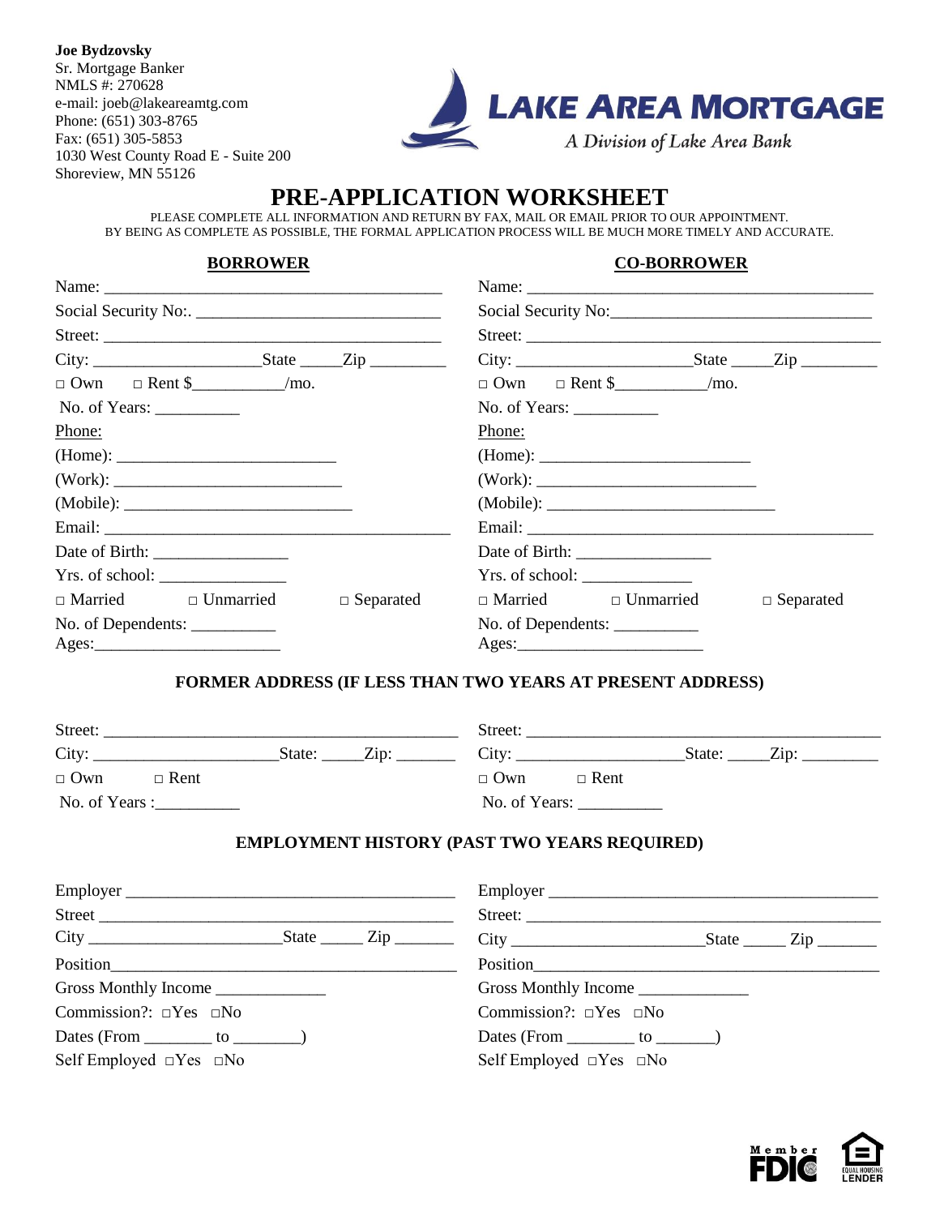**Joe Bydzovsky**
Sr. Mortgage Banker
NMLS #: 270628
e-mail: joeb@lakeareamtg.com
Phone: (651) 303-8765
Fax: (651) 305-5853
1030 West County Road E - Suite 200
Shoreview, MN 55126

**LAKE AREA MORTGAGE**
*A Division of Lake Area Bank*

# PRE-APPLICATION WORKSHEET

PLEASE COMPLETE ALL INFORMATION AND RETURN BY FAX, MAIL OR EMAIL PRIOR TO OUR APPOINTMENT.
BY BEING AS COMPLETE AS POSSIBLE, THE FORMAL APPLICATION PROCESS WILL BE MUCH MORE TIMELY AND ACCURATE.

| **BORROWER** | **CO-BORROWER** |
|---|---|
| Name: ________________________________________ | Name: ________________________________________ |
| Social Security No:. ____________________________ | Social Security No:______________________________ |
| Street: ________________________________________ | Street: ________________________________________ |
| City: ___________________State _____Zip _________ | City: ___________________State _____Zip _________ |
| □ Own □ Rent $__________/mo. | □ Own □ Rent $__________/mo. |
| No. of Years: __________ | No. of Years: __________ |
| Phone: | Phone: |
| (Home): _________________________ | (Home): _________________________ |
| (Work): __________________________ | (Work): __________________________ |
| (Mobile): __________________________ | (Mobile): __________________________ |
| Email: _________________________________________ | Email: _________________________________________ |
| Date of Birth: ________________ | Date of Birth: ________________ |
| Yrs. of school: _______________ | Yrs. of school: _____________ |
| □ Married □ Unmarried □ Separated | □ Married □ Unmarried □ Separated |
| No. of Dependents: __________ | No. of Dependents: __________ |
| Ages:______________________ | Ages:______________________ |

### FORMER ADDRESS (IF LESS THAN TWO YEARS AT PRESENT ADDRESS)

| | |
|---|---|
| Street: __________________________________________ | Street: __________________________________________ |
| City: _____________________State: _____Zip: _______ | City: ____________________State: _____Zip: _________ |
| □ Own □ Rent | □ Own □ Rent |
| No. of Years :__________ | No. of Years: __________ |

### EMPLOYMENT HISTORY (PAST TWO YEARS REQUIRED)

| | |
|---|---|
| Employer _______________________________________ | Employer _______________________________________ |
| Street ___________________________________________ | Street: __________________________________________ |
| City ______________________State _____ Zip _______ | City ______________________State _____ Zip _______ |
| Position___________________________________________ | Position___________________________________________ |
| Gross Monthly Income _____________ | Gross Monthly Income _____________ |
| Commission?: □Yes □No | Commission?: □Yes □No |
| Dates (From ________ to ________) | Dates (From ________ to _______) |
| Self Employed □Yes □No | Self Employed □Yes □No |

Member FDIC · EQUAL HOUSING LENDER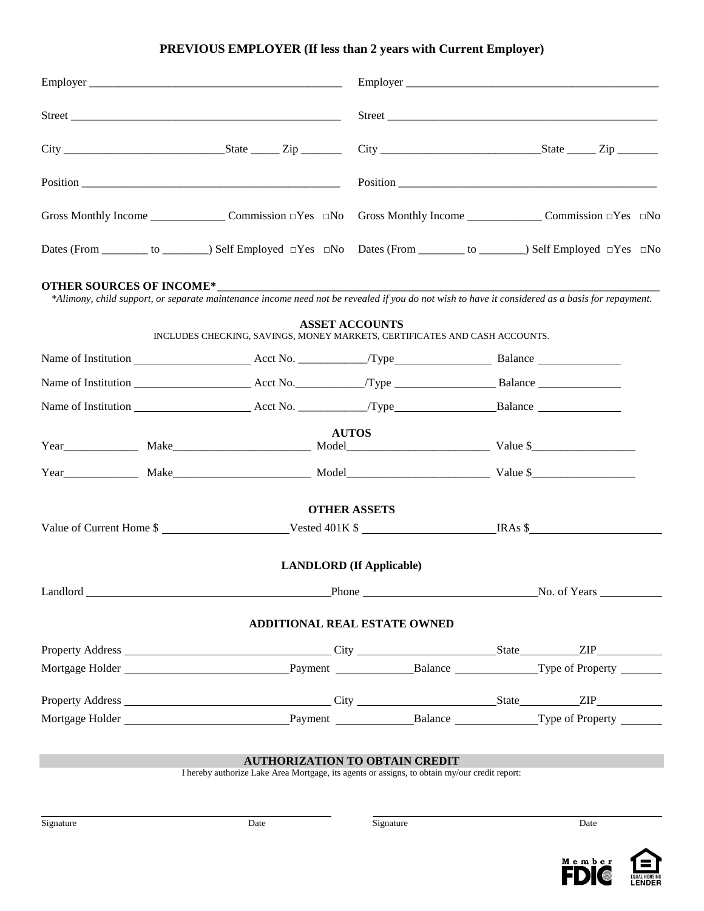## PREVIOUS EMPLOYER (If less than 2 years with Current Employer)

| | |
|---|---|
| Employer ____________________ | Employer ____________________ |
| Street ____________________ | Street ____________________ |
| City ____________ State _____ Zip _______ | City ____________ State _____ Zip _______ |
| Position ____________________ | Position ____________________ |
| Gross Monthly Income ____________ Commission □Yes □No | Gross Monthly Income ____________ Commission □Yes □No |
| Dates (From ________ to ________) Self Employed □Yes □No | Dates (From ________ to ________) Self Employed □Yes □No |

**OTHER SOURCES OF INCOME*** ____________________

*\*Alimony, child support, or separate maintenance income need not be revealed if you do not wish to have it considered as a basis for repayment.*

### ASSET ACCOUNTS

INCLUDES CHECKING, SAVINGS, MONEY MARKETS, CERTIFICATES AND CASH ACCOUNTS.

Name of Institution ____________ Acct No. ____________/Type ____________ Balance ____________

Name of Institution ____________ Acct No. ____________/Type ____________ Balance ____________

Name of Institution ____________ Acct No. ____________/Type ____________ Balance ____________

### AUTOS

Year ________ Make ____________ Model ____________ Value $ ____________

Year ________ Make ____________ Model ____________ Value $ ____________

### OTHER ASSETS

Value of Current Home $ ____________ Vested 401K $ ____________ IRAs $ ____________

### LANDLORD (If Applicable)

Landlord ____________________ Phone ____________________ No. of Years ________

### ADDITIONAL REAL ESTATE OWNED

Property Address ____________________ City ____________ State ________ ZIP ________

Mortgage Holder ____________________ Payment ____________ Balance ____________ Type of Property ________

Property Address ____________________ City ____________ State ________ ZIP ________

Mortgage Holder ____________________ Payment ____________ Balance ____________ Type of Property ________

### AUTHORIZATION TO OBTAIN CREDIT

I hereby authorize Lake Area Mortgage, its agents or assigns, to obtain my/our credit report:

____________________________ ____________________________

Signature Date Signature Date

Member FDIC

EQUAL HOUSING LENDER